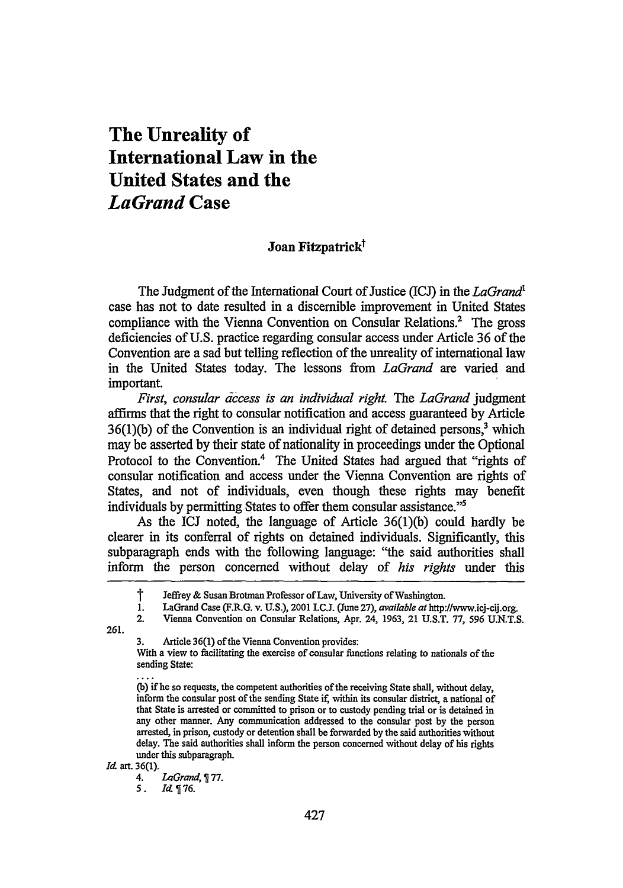# The Unreality of International Law in the United States and the *LaGrand* Case

**Joan Fitzpatrick**†

The Judgment of the International Court of Justice (ICJ) in the *LaGrand*[1] case has not to date resulted in a discernible improvement in United States compliance with the Vienna Convention on Consular Relations.[2] The gross deficiencies of U.S. practice regarding consular access under Article 36 of the Convention are a sad but telling reflection of the unreality of international law in the United States today. The lessons from *LaGrand* are varied and important.

*First, consular access is an individual right.* The *LaGrand* judgment affirms that the right to consular notification and access guaranteed by Article 36(1)(b) of the Convention is an individual right of detained persons,[3] which may be asserted by their state of nationality in proceedings under the Optional Protocol to the Convention.[4] The United States had argued that "rights of consular notification and access under the Vienna Convention are rights of States, and not of individuals, even though these rights may benefit individuals by permitting States to offer them consular assistance."[5]

As the ICJ noted, the language of Article 36(1)(b) could hardly be clearer in its conferral of rights on detained individuals. Significantly, this subparagraph ends with the following language: "the said authorities shall inform the person concerned without delay of *his rights* under this

---

† Jeffrey & Susan Brotman Professor of Law, University of Washington.

1. LaGrand Case (F.R.G. v. U.S.), 2001 I.C.J. (June 27), *available at* http://www.icj-cij.org.

2. Vienna Convention on Consular Relations, Apr. 24, 1963, 21 U.S.T. 77, 596 U.N.T.S. 261.

3. Article 36(1) of the Vienna Convention provides:

With a view to facilitating the exercise of consular functions relating to nationals of the sending State:

....

(b) if he so requests, the competent authorities of the receiving State shall, without delay, inform the consular post of the sending State if, within its consular district, a national of that State is arrested or committed to prison or to custody pending trial or is detained in any other manner. Any communication addressed to the consular post by the person arrested, in prison, custody or detention shall be forwarded by the said authorities without delay. The said authorities shall inform the person concerned without delay of his rights under this subparagraph.

*Id.* art. 36(1).

4. *LaGrand*, ¶ 77.

5. *Id.* ¶ 76.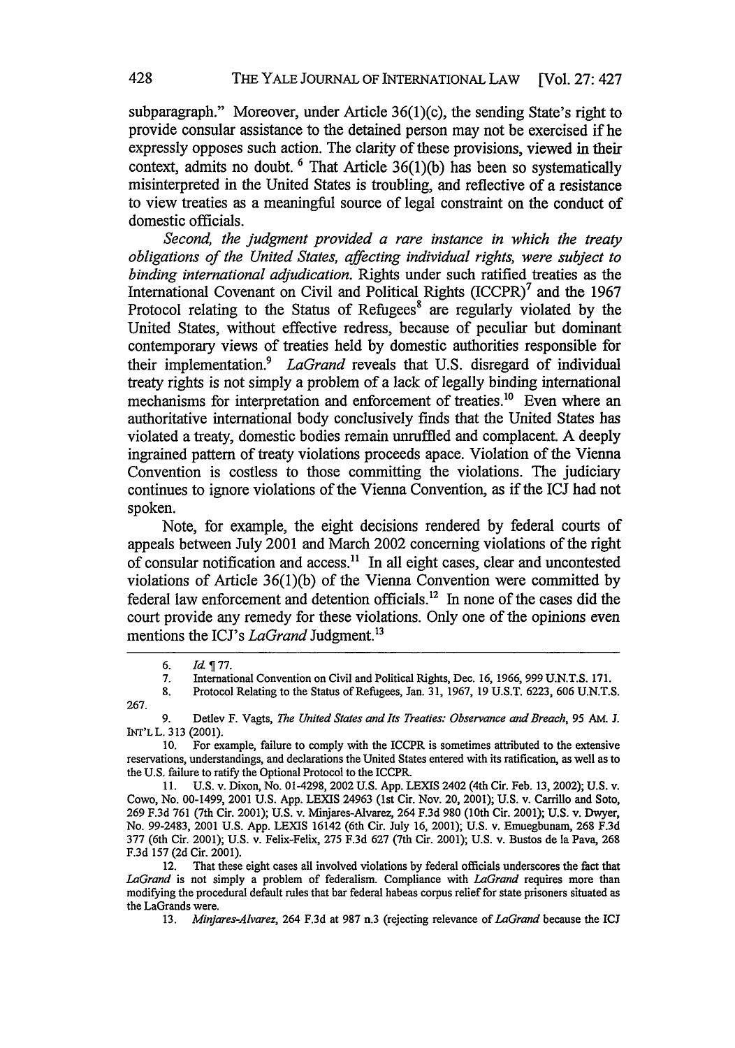subparagraph." Moreover, under Article 36(1)(c), the sending State's right to provide consular assistance to the detained person may not be exercised if he expressly opposes such action. The clarity of these provisions, viewed in their context, admits no doubt. [6] That Article 36(1)(b) has been so systematically misinterpreted in the United States is troubling, and reflective of a resistance to view treaties as a meaningful source of legal constraint on the conduct of domestic officials.

*Second, the judgment provided a rare instance in which the treaty obligations of the United States, affecting individual rights, were subject to binding international adjudication.* Rights under such ratified treaties as the International Covenant on Civil and Political Rights (ICCPR)[7] and the 1967 Protocol relating to the Status of Refugees[8] are regularly violated by the United States, without effective redress, because of peculiar but dominant contemporary views of treaties held by domestic authorities responsible for their implementation.[9] *LaGrand* reveals that U.S. disregard of individual treaty rights is not simply a problem of a lack of legally binding international mechanisms for interpretation and enforcement of treaties.[10] Even where an authoritative international body conclusively finds that the United States has violated a treaty, domestic bodies remain unruffled and complacent. A deeply ingrained pattern of treaty violations proceeds apace. Violation of the Vienna Convention is costless to those committing the violations. The judiciary continues to ignore violations of the Vienna Convention, as if the ICJ had not spoken.

Note, for example, the eight decisions rendered by federal courts of appeals between July 2001 and March 2002 concerning violations of the right of consular notification and access.[11] In all eight cases, clear and uncontested violations of Article 36(1)(b) of the Vienna Convention were committed by federal law enforcement and detention officials.[12] In none of the cases did the court provide any remedy for these violations. Only one of the opinions even mentions the ICJ's *LaGrand* Judgment.[13]

---

6. *Id.* ¶ 77.

7. International Convention on Civil and Political Rights, Dec. 16, 1966, 999 U.N.T.S. 171.

8. Protocol Relating to the Status of Refugees, Jan. 31, 1967, 19 U.S.T. 6223, 606 U.N.T.S. 267.

9. Detlev F. Vagts, *The United States and Its Treaties: Observance and Breach*, 95 AM. J. INT'L L. 313 (2001).

10. For example, failure to comply with the ICCPR is sometimes attributed to the extensive reservations, understandings, and declarations the United States entered with its ratification, as well as to the U.S. failure to ratify the Optional Protocol to the ICCPR.

11. U.S. v. Dixon, No. 01-4298, 2002 U.S. App. LEXIS 2402 (4th Cir. Feb. 13, 2002); U.S. v. Cowo, No. 00-1499, 2001 U.S. App. LEXIS 24963 (1st Cir. Nov. 20, 2001); U.S. v. Carrillo and Soto, 269 F.3d 761 (7th Cir. 2001); U.S. v. Minjares-Alvarez, 264 F.3d 980 (10th Cir. 2001); U.S. v. Dwyer, No. 99-2483, 2001 U.S. App. LEXIS 16142 (6th Cir. July 16, 2001); U.S. v. Emuegbunam, 268 F.3d 377 (6th Cir. 2001); U.S. v. Felix-Felix, 275 F.3d 627 (7th Cir. 2001); U.S. v. Bustos de la Pava, 268 F.3d 157 (2d Cir. 2001).

12. That these eight cases all involved violations by federal officials underscores the fact that *LaGrand* is not simply a problem of federalism. Compliance with *LaGrand* requires more than modifying the procedural default rules that bar federal habeas corpus relief for state prisoners situated as the LaGrands were.

13. *Minjares-Alvarez*, 264 F.3d at 987 n.3 (rejecting relevance of *LaGrand* because the ICJ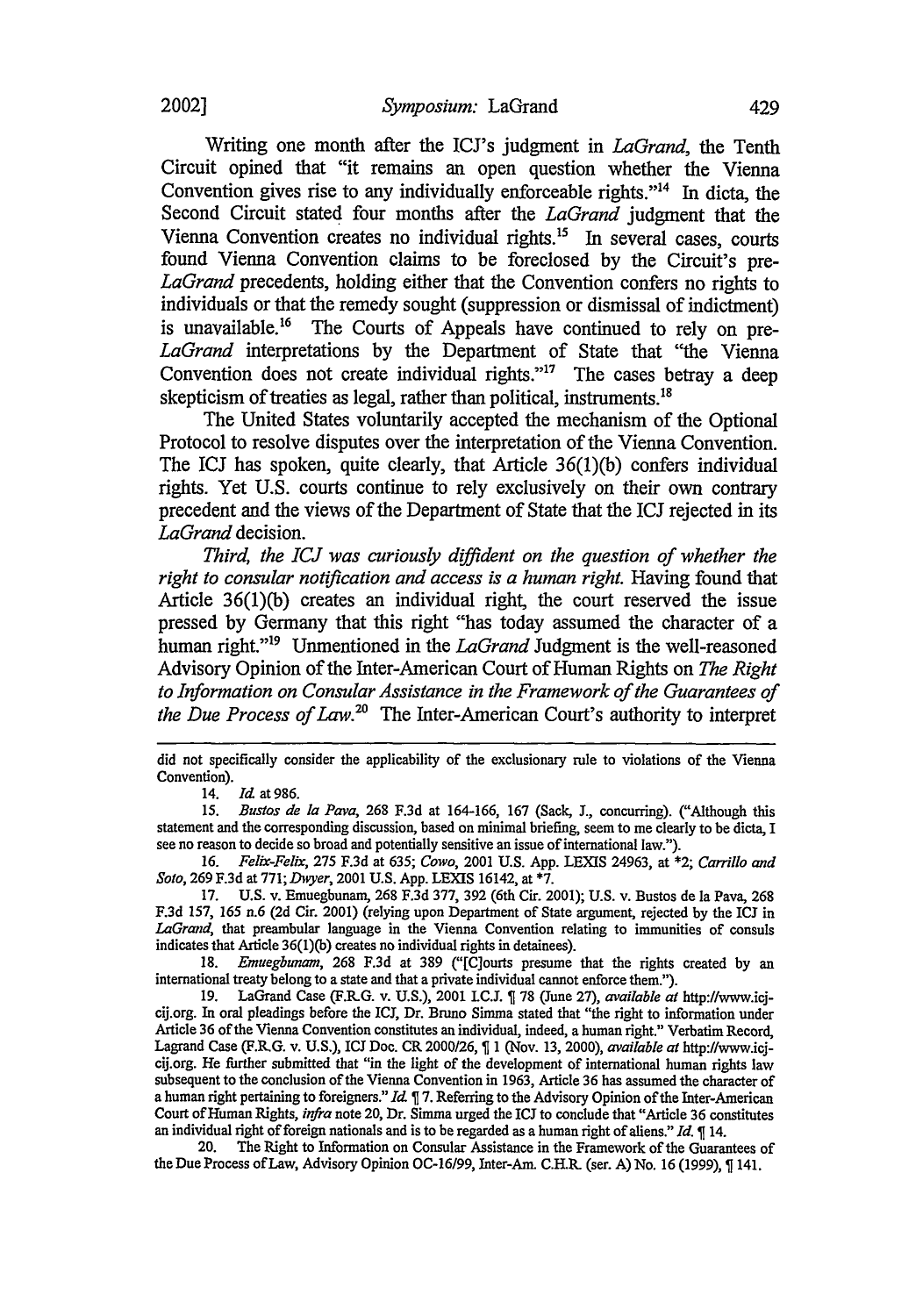Writing one month after the ICJ's judgment in *LaGrand*, the Tenth Circuit opined that "it remains an open question whether the Vienna Convention gives rise to any individually enforceable rights."[14] In dicta, the Second Circuit stated four months after the *LaGrand* judgment that the Vienna Convention creates no individual rights.[15] In several cases, courts found Vienna Convention claims to be foreclosed by the Circuit's pre-*LaGrand* precedents, holding either that the Convention confers no rights to individuals or that the remedy sought (suppression or dismissal of indictment) is unavailable.[16] The Courts of Appeals have continued to rely on pre-*LaGrand* interpretations by the Department of State that "the Vienna Convention does not create individual rights."[17] The cases betray a deep skepticism of treaties as legal, rather than political, instruments.[18]

The United States voluntarily accepted the mechanism of the Optional Protocol to resolve disputes over the interpretation of the Vienna Convention. The ICJ has spoken, quite clearly, that Article 36(1)(b) confers individual rights. Yet U.S. courts continue to rely exclusively on their own contrary precedent and the views of the Department of State that the ICJ rejected in its *LaGrand* decision.

*Third, the ICJ was curiously diffident on the question of whether the right to consular notification and access is a human right.* Having found that Article 36(1)(b) creates an individual right, the court reserved the issue pressed by Germany that this right "has today assumed the character of a human right."[19] Unmentioned in the *LaGrand* Judgment is the well-reasoned Advisory Opinion of the Inter-American Court of Human Rights on *The Right to Information on Consular Assistance in the Framework of the Guarantees of the Due Process of Law.*[20] The Inter-American Court's authority to interpret

---

did not specifically consider the applicability of the exclusionary rule to violations of the Vienna Convention).

14. *Id.* at 986.

15. *Bustos de la Pava*, 268 F.3d at 164-166, 167 (Sack, J., concurring). ("Although this statement and the corresponding discussion, based on minimal briefing, seem to me clearly to be dicta, I see no reason to decide so broad and potentially sensitive an issue of international law.").

16. *Felix-Felix*, 275 F.3d at 635; *Cowo*, 2001 U.S. App. LEXIS 24963, at *2; *Carrillo and Soto*, 269 F.3d at 771; *Dwyer*, 2001 U.S. App. LEXIS 16142, at *7.

17. U.S. v. Emuegbunam, 268 F.3d 377, 392 (6th Cir. 2001); U.S. v. Bustos de la Pava, 268 F.3d 157, 165 n.6 (2d Cir. 2001) (relying upon Department of State argument, rejected by the ICJ in *LaGrand*, that preambular language in the Vienna Convention relating to immunities of consuls indicates that Article 36(1)(b) creates no individual rights in detainees).

18. *Emuegbunam*, 268 F.3d at 389 ("[C]ourts presume that the rights created by an international treaty belong to a state and that a private individual cannot enforce them.").

19. LaGrand Case (F.R.G. v. U.S.), 2001 I.C.J. ¶ 78 (June 27), *available at* http://www.icj-cij.org. In oral pleadings before the ICJ, Dr. Bruno Simma stated that "the right to information under Article 36 of the Vienna Convention constitutes an individual, indeed, a human right." Verbatim Record, Lagrand Case (F.R.G. v. U.S.), ICJ Doc. CR 2000/26, ¶ 1 (Nov. 13, 2000), *available at* http://www.icj-cij.org. He further submitted that "in the light of the development of international human rights law subsequent to the conclusion of the Vienna Convention in 1963, Article 36 has assumed the character of a human right pertaining to foreigners." *Id.* ¶ 7. Referring to the Advisory Opinion of the Inter-American Court of Human Rights, *infra* note 20, Dr. Simma urged the ICJ to conclude that "Article 36 constitutes an individual right of foreign nationals and is to be regarded as a human right of aliens." *Id.* ¶ 14.

20. The Right to Information on Consular Assistance in the Framework of the Guarantees of the Due Process of Law, Advisory Opinion OC-16/99, Inter-Am. C.H.R. (ser. A) No. 16 (1999), ¶ 141.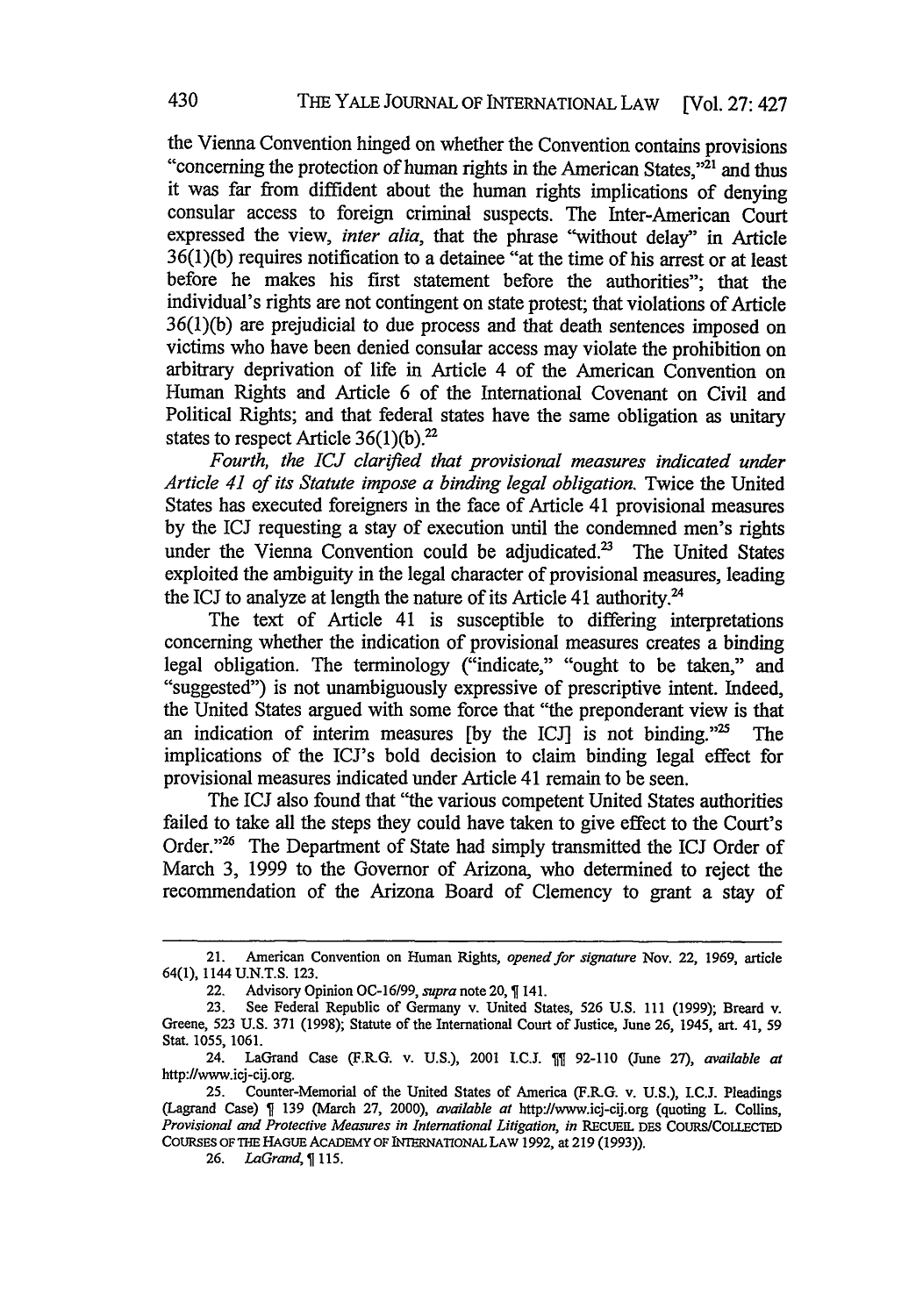the Vienna Convention hinged on whether the Convention contains provisions "concerning the protection of human rights in the American States,"[21] and thus it was far from diffident about the human rights implications of denying consular access to foreign criminal suspects. The Inter-American Court expressed the view, *inter alia*, that the phrase "without delay" in Article 36(1)(b) requires notification to a detainee "at the time of his arrest or at least before he makes his first statement before the authorities"; that the individual's rights are not contingent on state protest; that violations of Article 36(1)(b) are prejudicial to due process and that death sentences imposed on victims who have been denied consular access may violate the prohibition on arbitrary deprivation of life in Article 4 of the American Convention on Human Rights and Article 6 of the International Covenant on Civil and Political Rights; and that federal states have the same obligation as unitary states to respect Article 36(1)(b).[22]

*Fourth, the ICJ clarified that provisional measures indicated under Article 41 of its Statute impose a binding legal obligation.* Twice the United States has executed foreigners in the face of Article 41 provisional measures by the ICJ requesting a stay of execution until the condemned men's rights under the Vienna Convention could be adjudicated.[23] The United States exploited the ambiguity in the legal character of provisional measures, leading the ICJ to analyze at length the nature of its Article 41 authority.[24]

The text of Article 41 is susceptible to differing interpretations concerning whether the indication of provisional measures creates a binding legal obligation. The terminology ("indicate," "ought to be taken," and "suggested") is not unambiguously expressive of prescriptive intent. Indeed, the United States argued with some force that "the preponderant view is that an indication of interim measures [by the ICJ] is not binding."[25] The implications of the ICJ's bold decision to claim binding legal effect for provisional measures indicated under Article 41 remain to be seen.

The ICJ also found that "the various competent United States authorities failed to take all the steps they could have taken to give effect to the Court's Order."[26] The Department of State had simply transmitted the ICJ Order of March 3, 1999 to the Governor of Arizona, who determined to reject the recommendation of the Arizona Board of Clemency to grant a stay of

---

21. American Convention on Human Rights, *opened for signature* Nov. 22, 1969, article 64(1), 1144 U.N.T.S. 123.

22. Advisory Opinion OC-16/99, *supra* note 20, ¶ 141.

23. See Federal Republic of Germany v. United States, 526 U.S. 111 (1999); Breard v. Greene, 523 U.S. 371 (1998); Statute of the International Court of Justice, June 26, 1945, art. 41, 59 Stat. 1055, 1061.

24. LaGrand Case (F.R.G. v. U.S.), 2001 I.C.J. ¶¶ 92-110 (June 27), *available at* http://www.icj-cij.org.

25. Counter-Memorial of the United States of America (F.R.G. v. U.S.), I.C.J. Pleadings (Lagrand Case) ¶ 139 (March 27, 2000), *available at* http://www.icj-cij.org (quoting L. Collins, *Provisional and Protective Measures in International Litigation*, *in* RECUEIL DES COURS/COLLECTED COURSES OF THE HAGUE ACADEMY OF INTERNATIONAL LAW 1992, at 219 (1993)).

26. *LaGrand*, ¶ 115.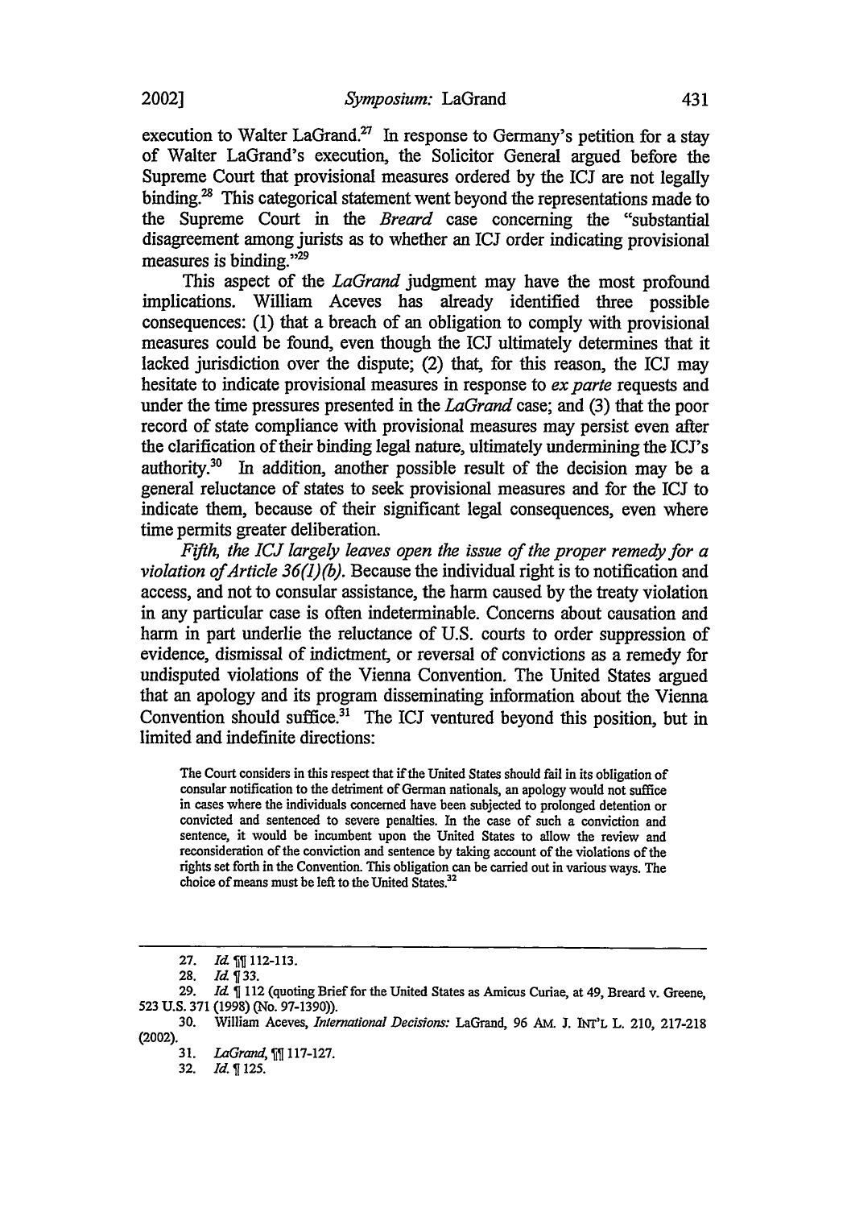execution to Walter LaGrand.[27] In response to Germany's petition for a stay of Walter LaGrand's execution, the Solicitor General argued before the Supreme Court that provisional measures ordered by the ICJ are not legally binding.[28] This categorical statement went beyond the representations made to the Supreme Court in the *Breard* case concerning the "substantial disagreement among jurists as to whether an ICJ order indicating provisional measures is binding."[29]

This aspect of the *LaGrand* judgment may have the most profound implications. William Aceves has already identified three possible consequences: (1) that a breach of an obligation to comply with provisional measures could be found, even though the ICJ ultimately determines that it lacked jurisdiction over the dispute; (2) that, for this reason, the ICJ may hesitate to indicate provisional measures in response to *ex parte* requests and under the time pressures presented in the *LaGrand* case; and (3) that the poor record of state compliance with provisional measures may persist even after the clarification of their binding legal nature, ultimately undermining the ICJ's authority.[30] In addition, another possible result of the decision may be a general reluctance of states to seek provisional measures and for the ICJ to indicate them, because of their significant legal consequences, even where time permits greater deliberation.

*Fifth, the ICJ largely leaves open the issue of the proper remedy for a violation of Article 36(1)(b).* Because the individual right is to notification and access, and not to consular assistance, the harm caused by the treaty violation in any particular case is often indeterminable. Concerns about causation and harm in part underlie the reluctance of U.S. courts to order suppression of evidence, dismissal of indictment, or reversal of convictions as a remedy for undisputed violations of the Vienna Convention. The United States argued that an apology and its program disseminating information about the Vienna Convention should suffice.[31] The ICJ ventured beyond this position, but in limited and indefinite directions:

> The Court considers in this respect that if the United States should fail in its obligation of consular notification to the detriment of German nationals, an apology would not suffice in cases where the individuals concerned have been subjected to prolonged detention or convicted and sentenced to severe penalties. In the case of such a conviction and sentence, it would be incumbent upon the United States to allow the review and reconsideration of the conviction and sentence by taking account of the violations of the rights set forth in the Convention. This obligation can be carried out in various ways. The choice of means must be left to the United States.[32]

---

27. *Id.* ¶¶ 112-113.
28. *Id.* ¶ 33.
29. *Id.* ¶ 112 (quoting Brief for the United States as Amicus Curiae, at 49, Breard v. Greene, 523 U.S. 371 (1998) (No. 97-1390)).
30. William Aceves, *International Decisions:* LaGrand, 96 AM. J. INT'L L. 210, 217-218 (2002).
31. *LaGrand*, ¶¶ 117-127.
32. *Id.* ¶ 125.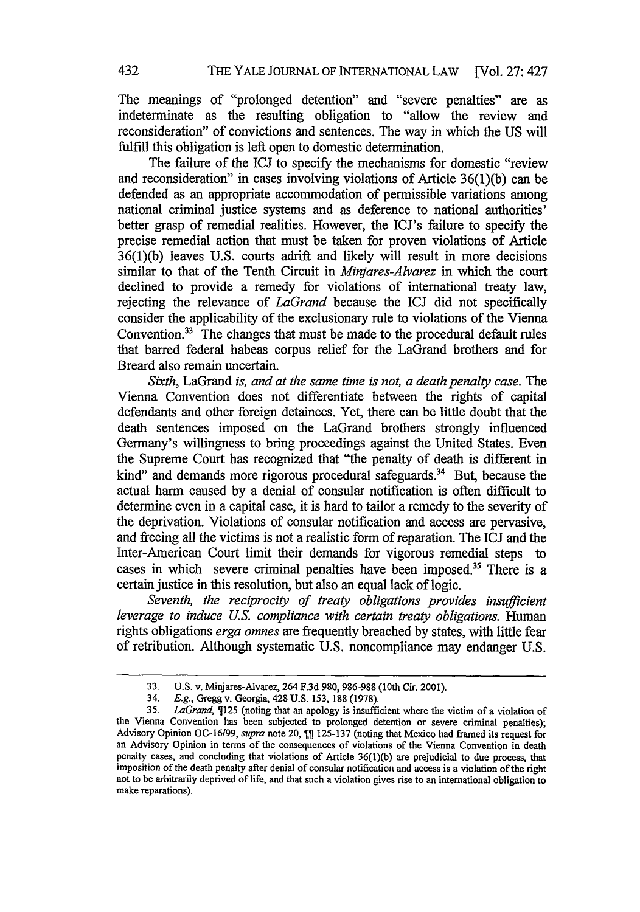The meanings of "prolonged detention" and "severe penalties" are as indeterminate as the resulting obligation to "allow the review and reconsideration" of convictions and sentences. The way in which the US will fulfill this obligation is left open to domestic determination.

The failure of the ICJ to specify the mechanisms for domestic "review and reconsideration" in cases involving violations of Article 36(1)(b) can be defended as an appropriate accommodation of permissible variations among national criminal justice systems and as deference to national authorities' better grasp of remedial realities. However, the ICJ's failure to specify the precise remedial action that must be taken for proven violations of Article 36(1)(b) leaves U.S. courts adrift and likely will result in more decisions similar to that of the Tenth Circuit in *Minjares-Alvarez* in which the court declined to provide a remedy for violations of international treaty law, rejecting the relevance of *LaGrand* because the ICJ did not specifically consider the applicability of the exclusionary rule to violations of the Vienna Convention.[33] The changes that must be made to the procedural default rules that barred federal habeas corpus relief for the LaGrand brothers and for Breard also remain uncertain.

*Sixth,* LaGrand *is, and at the same time is not, a death penalty case.* The Vienna Convention does not differentiate between the rights of capital defendants and other foreign detainees. Yet, there can be little doubt that the death sentences imposed on the LaGrand brothers strongly influenced Germany's willingness to bring proceedings against the United States. Even the Supreme Court has recognized that "the penalty of death is different in kind" and demands more rigorous procedural safeguards.[34] But, because the actual harm caused by a denial of consular notification is often difficult to determine even in a capital case, it is hard to tailor a remedy to the severity of the deprivation. Violations of consular notification and access are pervasive, and freeing all the victims is not a realistic form of reparation. The ICJ and the Inter-American Court limit their demands for vigorous remedial steps to cases in which severe criminal penalties have been imposed.[35] There is a certain justice in this resolution, but also an equal lack of logic.

*Seventh, the reciprocity of treaty obligations provides insufficient leverage to induce U.S. compliance with certain treaty obligations.* Human rights obligations *erga omnes* are frequently breached by states, with little fear of retribution. Although systematic U.S. noncompliance may endanger U.S.

---

33. U.S. v. Minjares-Alvarez, 264 F.3d 980, 986-988 (10th Cir. 2001).

34. *E.g.*, Gregg v. Georgia, 428 U.S. 153, 188 (1978).

35. *LaGrand*, ¶125 (noting that an apology is insufficient where the victim of a violation of the Vienna Convention has been subjected to prolonged detention or severe criminal penalties); Advisory Opinion OC-16/99, *supra* note 20, ¶¶ 125-137 (noting that Mexico had framed its request for an Advisory Opinion in terms of the consequences of violations of the Vienna Convention in death penalty cases, and concluding that violations of Article 36(1)(b) are prejudicial to due process, that imposition of the death penalty after denial of consular notification and access is a violation of the right not to be arbitrarily deprived of life, and that such a violation gives rise to an international obligation to make reparations).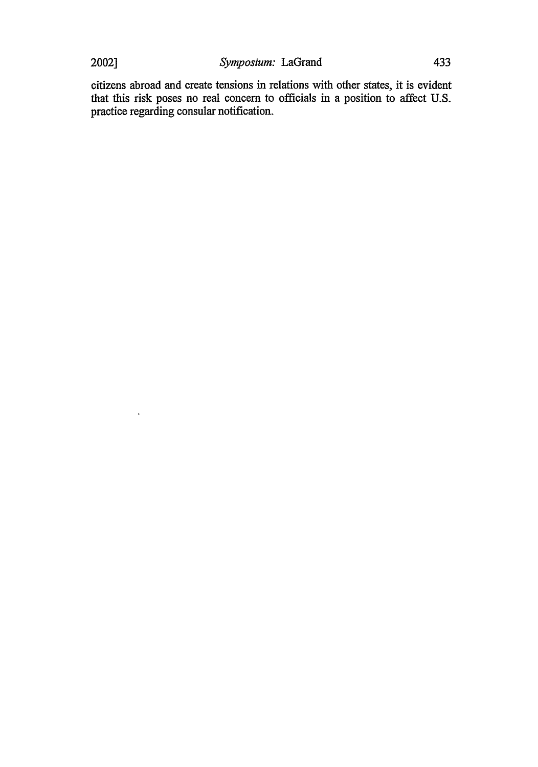citizens abroad and create tensions in relations with other states, it is evident that this risk poses no real concern to officials in a position to affect U.S. practice regarding consular notification.